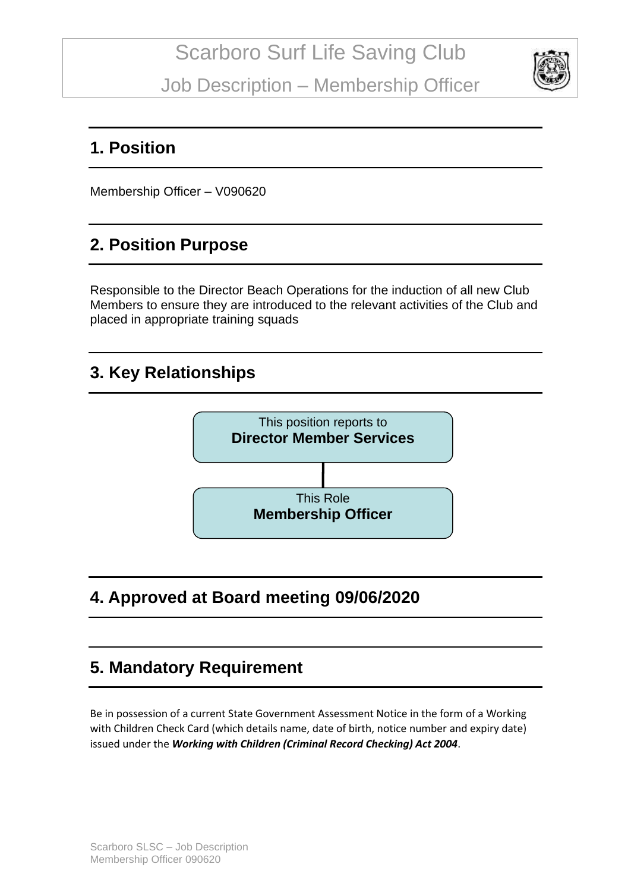# Scarboro Surf Life Saving Club

# Job Description – Membership Officer

## 1. Position

Membership Officer – V090620

## 2. Position Purpose

Responsible to the Director Beach Operations for the induction of all new Club Members to ensure they are introduced to the relevant activities of the Club and placed in appropriate training squads

## 3. Key Relationships

This position reports to
**Director Member Services**

This Role
**Membership Officer**

## 4. Approved at Board meeting 09/06/2020

## 5. Mandatory Requirement

Be in possession of a current State Government Assessment Notice in the form of a Working with Children Check Card (which details name, date of birth, notice number and expiry date) issued under the ***Working with Children (Criminal Record Checking) Act 2004***.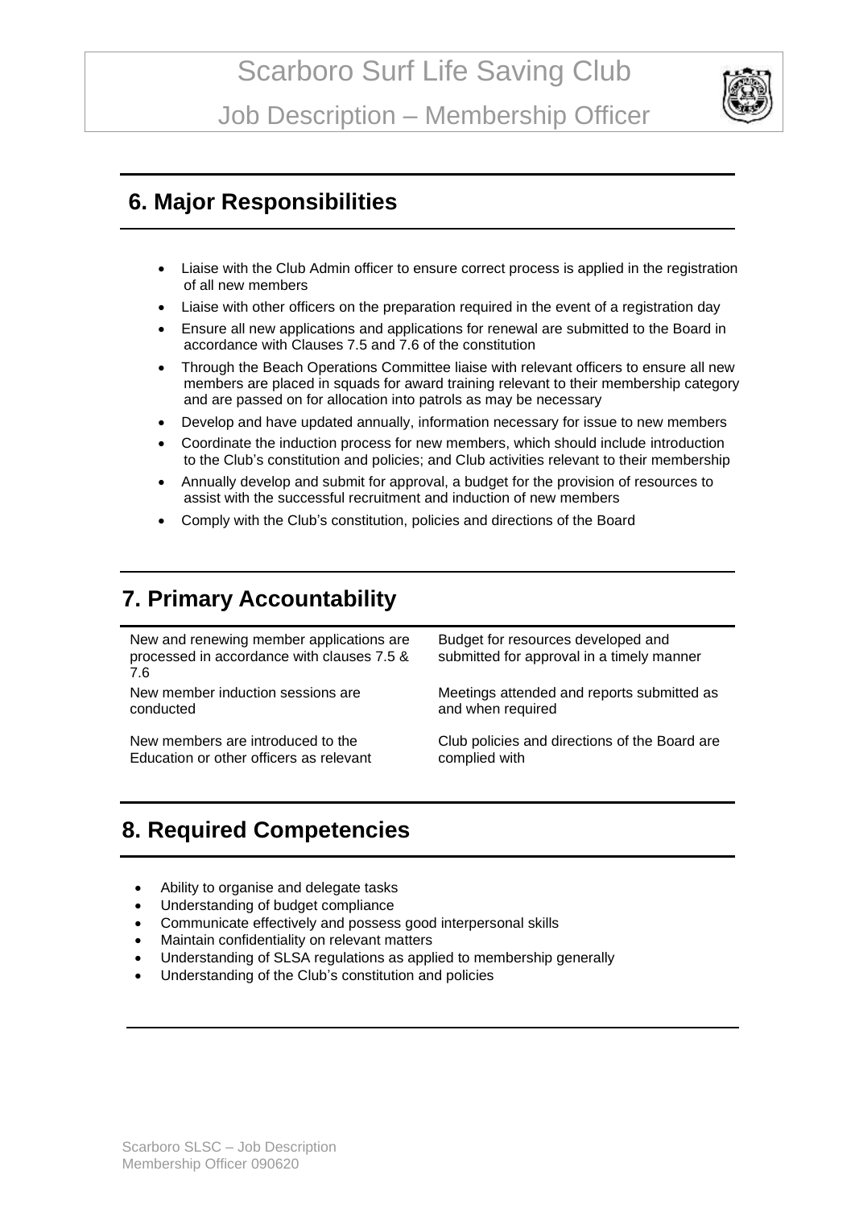## 6. Major Responsibilities

- Liaise with the Club Admin officer to ensure correct process is applied in the registration of all new members
- Liaise with other officers on the preparation required in the event of a registration day
- Ensure all new applications and applications for renewal are submitted to the Board in accordance with Clauses 7.5 and 7.6 of the constitution
- Through the Beach Operations Committee liaise with relevant officers to ensure all new members are placed in squads for award training relevant to their membership category and are passed on for allocation into patrols as may be necessary
- Develop and have updated annually, information necessary for issue to new members
- Coordinate the induction process for new members, which should include introduction to the Club's constitution and policies; and Club activities relevant to their membership
- Annually develop and submit for approval, a budget for the provision of resources to assist with the successful recruitment and induction of new members
- Comply with the Club's constitution, policies and directions of the Board

## 7. Primary Accountability

| | |
|---|---|
| New and renewing member applications are processed in accordance with clauses 7.5 & 7.6 | Budget for resources developed and submitted for approval in a timely manner |
| New member induction sessions are conducted | Meetings attended and reports submitted as and when required |
| New members are introduced to the Education or other officers as relevant | Club policies and directions of the Board are complied with |

## 8. Required Competencies

- Ability to organise and delegate tasks
- Understanding of budget compliance
- Communicate effectively and possess good interpersonal skills
- Maintain confidentiality on relevant matters
- Understanding of SLSA regulations as applied to membership generally
- Understanding of the Club's constitution and policies